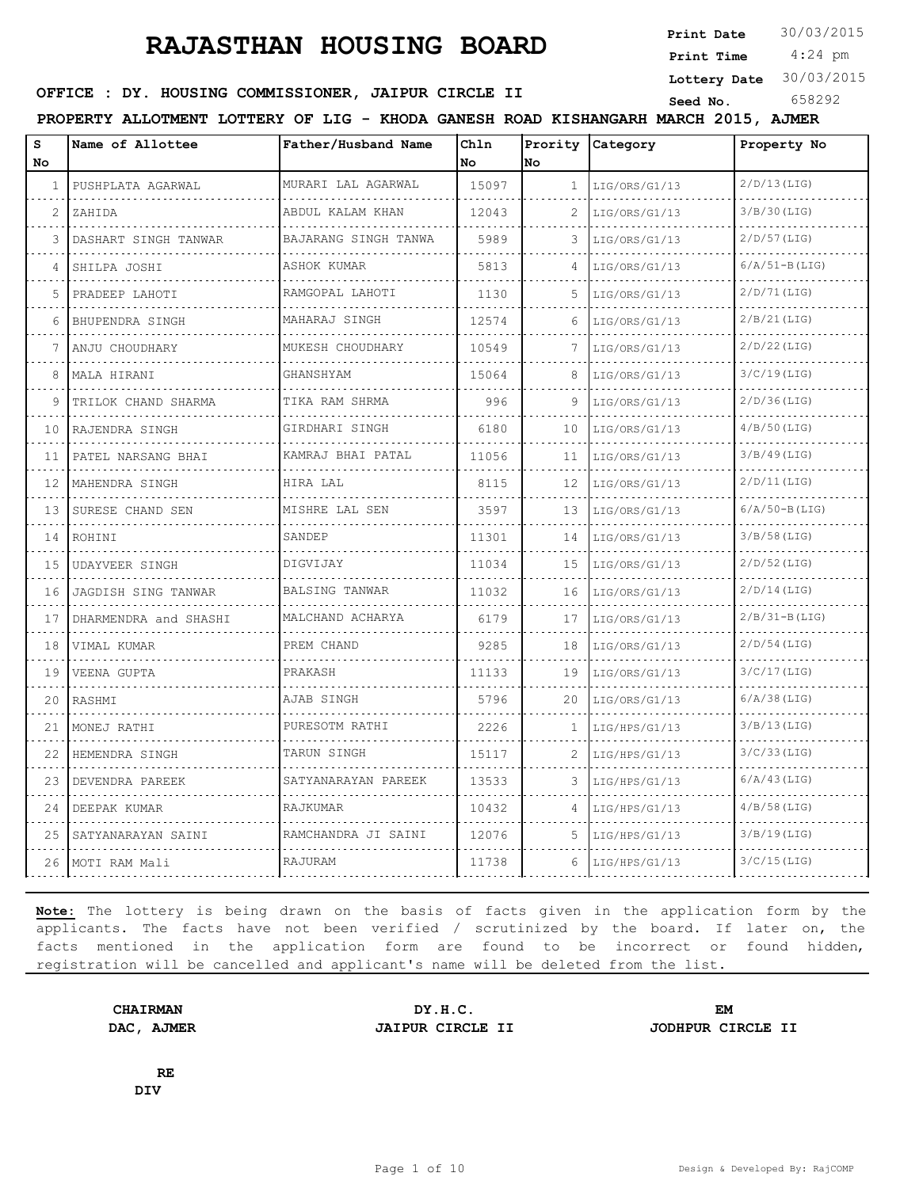# RAJASTHAN HOUSING BOARD

**Print Date** 30/03/2015
**Print Time** 4:24 pm
**Lottery Date** 30/03/2015
**Seed No.** 658292

**OFFICE : DY. HOUSING COMMISSIONER, JAIPUR CIRCLE II**

**PROPERTY ALLOTMENT LOTTERY OF LIG - KHODA GANESH ROAD KISHANGARH MARCH 2015, AJMER**

| S No | Name of Allottee | Father/Husband Name | Chln No | Prority No | Category | Property No |
|---|---|---|---|---|---|---|
| 1 | PUSHPLATA AGARWAL | MURARI LAL AGARWAL | 15097 | 1 | LIG/ORS/G1/13 | 2/D/13(LIG) |
| 2 | ZAHIDA | ABDUL KALAM KHAN | 12043 | 2 | LIG/ORS/G1/13 | 3/B/30(LIG) |
| 3 | DASHART SINGH TANWAR | BAJARANG SINGH TANWA | 5989 | 3 | LIG/ORS/G1/13 | 2/D/57(LIG) |
| 4 | SHILPA JOSHI | ASHOK KUMAR | 5813 | 4 | LIG/ORS/G1/13 | 6/A/51-B(LIG) |
| 5 | PRADEEP LAHOTI | RAMGOPAL LAHOTI | 1130 | 5 | LIG/ORS/G1/13 | 2/D/71(LIG) |
| 6 | BHUPENDRA SINGH | MAHARAJ SINGH | 12574 | 6 | LIG/ORS/G1/13 | 2/B/21(LIG) |
| 7 | ANJU CHOUDHARY | MUKESH CHOUDHARY | 10549 | 7 | LIG/ORS/G1/13 | 2/D/22(LIG) |
| 8 | MALA HIRANI | GHANSHYAM | 15064 | 8 | LIG/ORS/G1/13 | 3/C/19(LIG) |
| 9 | TRILOK CHAND SHARMA | TIKA RAM SHRMA | 996 | 9 | LIG/ORS/G1/13 | 2/D/36(LIG) |
| 10 | RAJENDRA SINGH | GIRDHARI SINGH | 6180 | 10 | LIG/ORS/G1/13 | 4/B/50(LIG) |
| 11 | PATEL NARSANG BHAI | KAMRAJ BHAI PATAL | 11056 | 11 | LIG/ORS/G1/13 | 3/B/49(LIG) |
| 12 | MAHENDRA SINGH | HIRA LAL | 8115 | 12 | LIG/ORS/G1/13 | 2/D/11(LIG) |
| 13 | SURESE CHAND SEN | MISHRE LAL SEN | 3597 | 13 | LIG/ORS/G1/13 | 6/A/50-B(LIG) |
| 14 | ROHINI | SANDEP | 11301 | 14 | LIG/ORS/G1/13 | 3/B/58(LIG) |
| 15 | UDAYVEER SINGH | DIGVIJAY | 11034 | 15 | LIG/ORS/G1/13 | 2/D/52(LIG) |
| 16 | JAGDISH SING TANWAR | BALSING TANWAR | 11032 | 16 | LIG/ORS/G1/13 | 2/D/14(LIG) |
| 17 | DHARMENDRA and SHASHI | MALCHAND ACHARYA | 6179 | 17 | LIG/ORS/G1/13 | 2/B/31-B(LIG) |
| 18 | VIMAL KUMAR | PREM CHAND | 9285 | 18 | LIG/ORS/G1/13 | 2/D/54(LIG) |
| 19 | VEENA GUPTA | PRAKASH | 11133 | 19 | LIG/ORS/G1/13 | 3/C/17(LIG) |
| 20 | RASHMI | AJAB SINGH | 5796 | 20 | LIG/ORS/G1/13 | 6/A/38(LIG) |
| 21 | MONEJ RATHI | PURESOTM RATHI | 2226 | 1 | LIG/HPS/G1/13 | 3/B/13(LIG) |
| 22 | HEMENDRA SINGH | TARUN SINGH | 15117 | 2 | LIG/HPS/G1/13 | 3/C/33(LIG) |
| 23 | DEVENDRA PAREEK | SATYANARAYAN PAREEK | 13533 | 3 | LIG/HPS/G1/13 | 6/A/43(LIG) |
| 24 | DEEPAK KUMAR | RAJKUMAR | 10432 | 4 | LIG/HPS/G1/13 | 4/B/58(LIG) |
| 25 | SATYANARAYAN SAINI | RAMCHANDRA JI SAINI | 12076 | 5 | LIG/HPS/G1/13 | 3/B/19(LIG) |
| 26 | MOTI RAM Mali | RAJURAM | 11738 | 6 | LIG/HPS/G1/13 | 3/C/15(LIG) |

**Note:** The lottery is being drawn on the basis of facts given in the application form by the applicants. The facts have not been verified / scrutinized by the board. If later on, the facts mentioned in the application form are found to be incorrect or found hidden, registration will be cancelled and applicant's name will be deleted from the list.

**CHAIRMAN**
**DAC, AJMER**

**DY.H.C.**
**JAIPUR CIRCLE II**

**EM**
**JODHPUR CIRCLE II**

**RE**
**DIV**

Design & Developed By: RajCOMP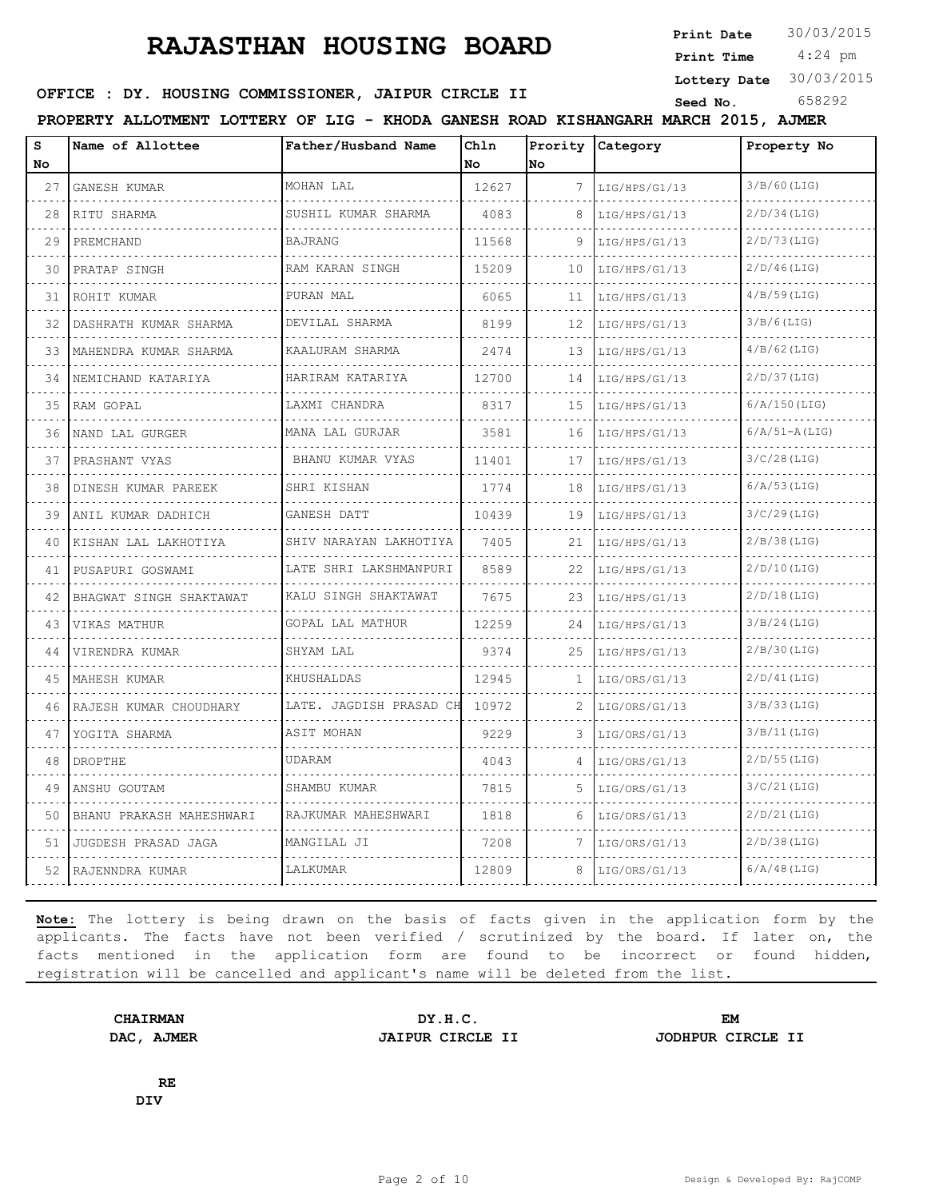# RAJASTHAN HOUSING BOARD

**Print Date** 30/03/2015
**Print Time** 4:24 pm
**Lottery Date** 30/03/2015
**Seed No.** 658292

**OFFICE : DY. HOUSING COMMISSIONER, JAIPUR CIRCLE II**

**PROPERTY ALLOTMENT LOTTERY OF LIG - KHODA GANESH ROAD KISHANGARH MARCH 2015, AJMER**

| S No | Name of Allottee | Father/Husband Name | Chln No | Prority No | Category | Property No |
|---|---|---|---|---|---|---|
| 27 | GANESH KUMAR | MOHAN LAL | 12627 | 7 | LIG/HPS/G1/13 | 3/B/60(LIG) |
| 28 | RITU SHARMA | SUSHIL KUMAR SHARMA | 4083 | 8 | LIG/HPS/G1/13 | 2/D/34(LIG) |
| 29 | PREMCHAND | BAJRANG | 11568 | 9 | LIG/HPS/G1/13 | 2/D/73(LIG) |
| 30 | PRATAP SINGH | RAM KARAN SINGH | 15209 | 10 | LIG/HPS/G1/13 | 2/D/46(LIG) |
| 31 | ROHIT KUMAR | PURAN MAL | 6065 | 11 | LIG/HPS/G1/13 | 4/B/59(LIG) |
| 32 | DASHRATH KUMAR SHARMA | DEVILAL SHARMA | 8199 | 12 | LIG/HPS/G1/13 | 3/B/6(LIG) |
| 33 | MAHENDRA KUMAR SHARMA | KAALURAM SHARMA | 2474 | 13 | LIG/HPS/G1/13 | 4/B/62(LIG) |
| 34 | NEMICHAND KATARIYA | HARIRAM KATARIYA | 12700 | 14 | LIG/HPS/G1/13 | 2/D/37(LIG) |
| 35 | RAM GOPAL | LAXMI CHANDRA | 8317 | 15 | LIG/HPS/G1/13 | 6/A/150(LIG) |
| 36 | NAND LAL GURGER | MANA LAL GURJAR | 3581 | 16 | LIG/HPS/G1/13 | 6/A/51-A(LIG) |
| 37 | PRASHANT VYAS | BHANU KUMAR VYAS | 11401 | 17 | LIG/HPS/G1/13 | 3/C/28(LIG) |
| 38 | DINESH KUMAR PAREEK | SHRI KISHAN | 1774 | 18 | LIG/HPS/G1/13 | 6/A/53(LIG) |
| 39 | ANIL KUMAR DADHICH | GANESH DATT | 10439 | 19 | LIG/HPS/G1/13 | 3/C/29(LIG) |
| 40 | KISHAN LAL LAKHOTIYA | SHIV NARAYAN LAKHOTIYA | 7405 | 21 | LIG/HPS/G1/13 | 2/B/38(LIG) |
| 41 | PUSAPURI GOSWAMI | LATE SHRI LAKSHMANPURI | 8589 | 22 | LIG/HPS/G1/13 | 2/D/10(LIG) |
| 42 | BHAGWAT SINGH SHAKTAWAT | KALU SINGH SHAKTAWAT | 7675 | 23 | LIG/HPS/G1/13 | 2/D/18(LIG) |
| 43 | VIKAS MATHUR | GOPAL LAL MATHUR | 12259 | 24 | LIG/HPS/G1/13 | 3/B/24(LIG) |
| 44 | VIRENDRA KUMAR | SHYAM LAL | 9374 | 25 | LIG/HPS/G1/13 | 2/B/30(LIG) |
| 45 | MAHESH KUMAR | KHUSHALDAS | 12945 | 1 | LIG/ORS/G1/13 | 2/D/41(LIG) |
| 46 | RAJESH KUMAR CHOUDHARY | LATE. JAGDISH PRASAD CH | 10972 | 2 | LIG/ORS/G1/13 | 3/B/33(LIG) |
| 47 | YOGITA SHARMA | ASIT MOHAN | 9229 | 3 | LIG/ORS/G1/13 | 3/B/11(LIG) |
| 48 | DROPTHE | UDARAM | 4043 | 4 | LIG/ORS/G1/13 | 2/D/55(LIG) |
| 49 | ANSHU GOUTAM | SHAMBU KUMAR | 7815 | 5 | LIG/ORS/G1/13 | 3/C/21(LIG) |
| 50 | BHANU PRAKASH MAHESHWARI | RAJKUMAR MAHESHWARI | 1818 | 6 | LIG/ORS/G1/13 | 2/D/21(LIG) |
| 51 | JUGDESH PRASAD JAGA | MANGILAL JI | 7208 | 7 | LIG/ORS/G1/13 | 2/D/38(LIG) |
| 52 | RAJENNDRA KUMAR | LALKUMAR | 12809 | 8 | LIG/ORS/G1/13 | 6/A/48(LIG) |

**Note:** The lottery is being drawn on the basis of facts given in the application form by the applicants. The facts have not been verified / scrutinized by the board. If later on, the facts mentioned in the application form are found to be incorrect or found hidden, registration will be cancelled and applicant's name will be deleted from the list.

**CHAIRMAN**
**DAC, AJMER**

**DY.H.C.**
**JAIPUR CIRCLE II**

**EM**
**JODHPUR CIRCLE II**

**RE**
**DIV**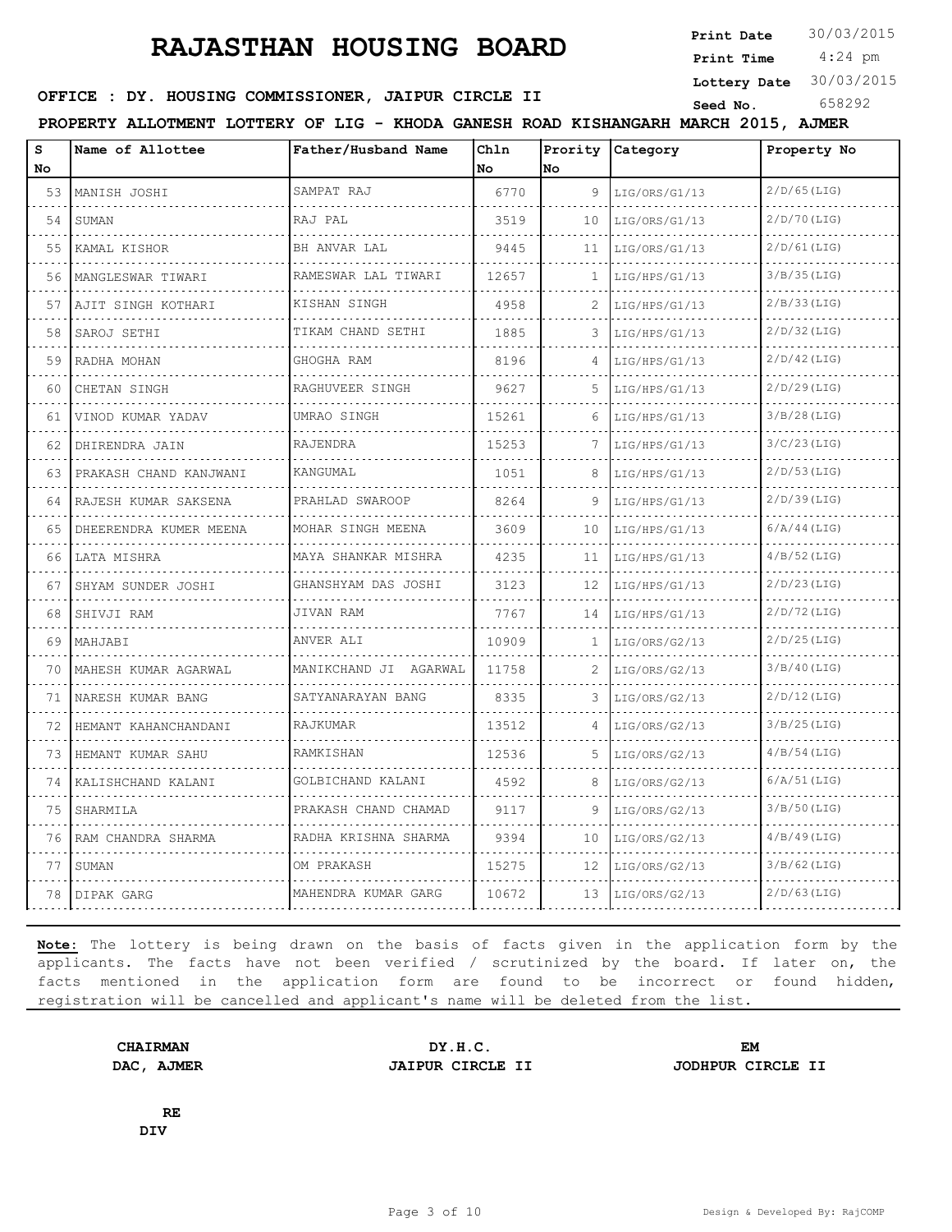# RAJASTHAN HOUSING BOARD

**Print Date** 30/03/2015
**Print Time** 4:24 pm
**Lottery Date** 30/03/2015
**Seed No.** 658292

**OFFICE : DY. HOUSING COMMISSIONER, JAIPUR CIRCLE II**

**PROPERTY ALLOTMENT LOTTERY OF LIG - KHODA GANESH ROAD KISHANGARH MARCH 2015, AJMER**

| S No | Name of Allottee | Father/Husband Name | Chln No | Prority No | Category | Property No |
|---|---|---|---|---|---|---|
| 53 | MANISH JOSHI | SAMPAT RAJ | 6770 | 9 | LIG/ORS/G1/13 | 2/D/65(LIG) |
| 54 | SUMAN | RAJ PAL | 3519 | 10 | LIG/ORS/G1/13 | 2/D/70(LIG) |
| 55 | KAMAL KISHOR | BH ANVAR LAL | 9445 | 11 | LIG/ORS/G1/13 | 2/D/61(LIG) |
| 56 | MANGLESWAR TIWARI | RAMESWAR LAL TIWARI | 12657 | 1 | LIG/HPS/G1/13 | 3/B/35(LIG) |
| 57 | AJIT SINGH KOTHARI | KISHAN SINGH | 4958 | 2 | LIG/HPS/G1/13 | 2/B/33(LIG) |
| 58 | SAROJ SETHI | TIKAM CHAND SETHI | 1885 | 3 | LIG/HPS/G1/13 | 2/D/32(LIG) |
| 59 | RADHA MOHAN | GHOGHA RAM | 8196 | 4 | LIG/HPS/G1/13 | 2/D/42(LIG) |
| 60 | CHETAN SINGH | RAGHUVEER SINGH | 9627 | 5 | LIG/HPS/G1/13 | 2/D/29(LIG) |
| 61 | VINOD KUMAR YADAV | UMRAO SINGH | 15261 | 6 | LIG/HPS/G1/13 | 3/B/28(LIG) |
| 62 | DHIRENDRA JAIN | RAJENDRA | 15253 | 7 | LIG/HPS/G1/13 | 3/C/23(LIG) |
| 63 | PRAKASH CHAND KANJWANI | KANGUMAL | 1051 | 8 | LIG/HPS/G1/13 | 2/D/53(LIG) |
| 64 | RAJESH KUMAR SAKSENA | PRAHLAD SWAROOP | 8264 | 9 | LIG/HPS/G1/13 | 2/D/39(LIG) |
| 65 | DHEERENDRA KUMER MEENA | MOHAR SINGH MEENA | 3609 | 10 | LIG/HPS/G1/13 | 6/A/44(LIG) |
| 66 | LATA MISHRA | MAYA SHANKAR MISHRA | 4235 | 11 | LIG/HPS/G1/13 | 4/B/52(LIG) |
| 67 | SHYAM SUNDER JOSHI | GHANSHYAM DAS JOSHI | 3123 | 12 | LIG/HPS/G1/13 | 2/D/23(LIG) |
| 68 | SHIVJI RAM | JIVAN RAM | 7767 | 14 | LIG/HPS/G1/13 | 2/D/72(LIG) |
| 69 | MAHJABI | ANVER ALI | 10909 | 1 | LIG/ORS/G2/13 | 2/D/25(LIG) |
| 70 | MAHESH KUMAR AGARWAL | MANIKCHAND JI AGARWAL | 11758 | 2 | LIG/ORS/G2/13 | 3/B/40(LIG) |
| 71 | NARESH KUMAR BANG | SATYANARAYAN BANG | 8335 | 3 | LIG/ORS/G2/13 | 2/D/12(LIG) |
| 72 | HEMANT KAHANCHANDANI | RAJKUMAR | 13512 | 4 | LIG/ORS/G2/13 | 3/B/25(LIG) |
| 73 | HEMANT KUMAR SAHU | RAMKISHAN | 12536 | 5 | LIG/ORS/G2/13 | 4/B/54(LIG) |
| 74 | KALISHCHAND KALANI | GOLBICHAND KALANI | 4592 | 8 | LIG/ORS/G2/13 | 6/A/51(LIG) |
| 75 | SHARMILA | PRAKASH CHAND CHAMAD | 9117 | 9 | LIG/ORS/G2/13 | 3/B/50(LIG) |
| 76 | RAM CHANDRA SHARMA | RADHA KRISHNA SHARMA | 9394 | 10 | LIG/ORS/G2/13 | 4/B/49(LIG) |
| 77 | SUMAN | OM PRAKASH | 15275 | 12 | LIG/ORS/G2/13 | 3/B/62(LIG) |
| 78 | DIPAK GARG | MAHENDRA KUMAR GARG | 10672 | 13 | LIG/ORS/G2/13 | 2/D/63(LIG) |

**Note:** The lottery is being drawn on the basis of facts given in the application form by the applicants. The facts have not been verified / scrutinized by the board. If later on, the facts mentioned in the application form are found to be incorrect or found hidden, registration will be cancelled and applicant's name will be deleted from the list.

**CHAIRMAN**
**DAC, AJMER**

**DY.H.C.**
**JAIPUR CIRCLE II**

**EM**
**JODHPUR CIRCLE II**

**RE**
**DIV**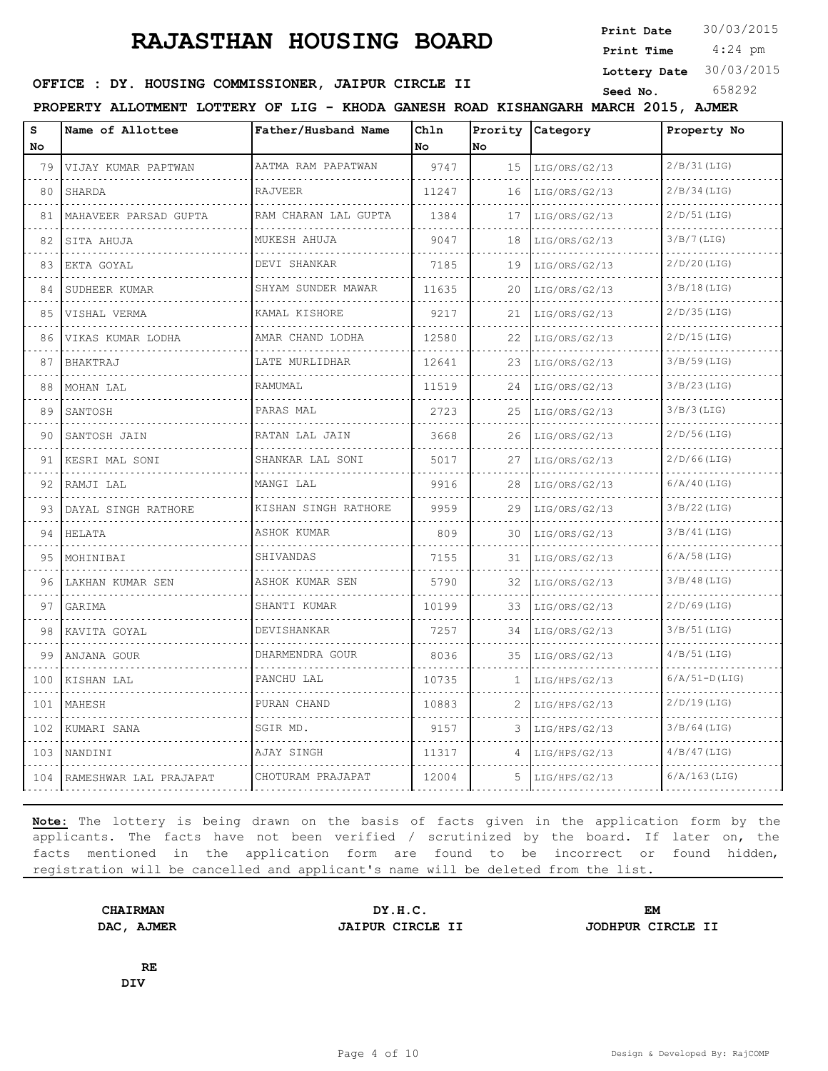# RAJASTHAN HOUSING BOARD

**Print Date** 30/03/2015
**Print Time** 4:24 pm
**Lottery Date** 30/03/2015
**Seed No.** 658292

**OFFICE : DY. HOUSING COMMISSIONER, JAIPUR CIRCLE II**

**PROPERTY ALLOTMENT LOTTERY OF LIG - KHODA GANESH ROAD KISHANGARH MARCH 2015, AJMER**

| S No | Name of Allottee | Father/Husband Name | Chln No | Prority No | Category | Property No |
|---|---|---|---|---|---|---|
| 79 | VIJAY KUMAR PAPTWAN | AATMA RAM PAPATWAN | 9747 | 15 | LIG/ORS/G2/13 | 2/B/31(LIG) |
| 80 | SHARDA | RAJVEER | 11247 | 16 | LIG/ORS/G2/13 | 2/B/34(LIG) |
| 81 | MAHAVEER PARSAD GUPTA | RAM CHARAN LAL GUPTA | 1384 | 17 | LIG/ORS/G2/13 | 2/D/51(LIG) |
| 82 | SITA AHUJA | MUKESH AHUJA | 9047 | 18 | LIG/ORS/G2/13 | 3/B/7(LIG) |
| 83 | EKTA GOYAL | DEVI SHANKAR | 7185 | 19 | LIG/ORS/G2/13 | 2/D/20(LIG) |
| 84 | SUDHEER KUMAR | SHYAM SUNDER MAWAR | 11635 | 20 | LIG/ORS/G2/13 | 3/B/18(LIG) |
| 85 | VISHAL VERMA | KAMAL KISHORE | 9217 | 21 | LIG/ORS/G2/13 | 2/D/35(LIG) |
| 86 | VIKAS KUMAR LODHA | AMAR CHAND LODHA | 12580 | 22 | LIG/ORS/G2/13 | 2/D/15(LIG) |
| 87 | BHAKTRAJ | LATE MURLIDHAR | 12641 | 23 | LIG/ORS/G2/13 | 3/B/59(LIG) |
| 88 | MOHAN LAL | RAMUMAL | 11519 | 24 | LIG/ORS/G2/13 | 3/B/23(LIG) |
| 89 | SANTOSH | PARAS MAL | 2723 | 25 | LIG/ORS/G2/13 | 3/B/3(LIG) |
| 90 | SANTOSH JAIN | RATAN LAL JAIN | 3668 | 26 | LIG/ORS/G2/13 | 2/D/56(LIG) |
| 91 | KESRI MAL SONI | SHANKAR LAL SONI | 5017 | 27 | LIG/ORS/G2/13 | 2/D/66(LIG) |
| 92 | RAMJI LAL | MANGI LAL | 9916 | 28 | LIG/ORS/G2/13 | 6/A/40(LIG) |
| 93 | DAYAL SINGH RATHORE | KISHAN SINGH RATHORE | 9959 | 29 | LIG/ORS/G2/13 | 3/B/22(LIG) |
| 94 | HELATA | ASHOK KUMAR | 809 | 30 | LIG/ORS/G2/13 | 3/B/41(LIG) |
| 95 | MOHINIBAI | SHIVANDAS | 7155 | 31 | LIG/ORS/G2/13 | 6/A/58(LIG) |
| 96 | LAKHAN KUMAR SEN | ASHOK KUMAR SEN | 5790 | 32 | LIG/ORS/G2/13 | 3/B/48(LIG) |
| 97 | GARIMA | SHANTI KUMAR | 10199 | 33 | LIG/ORS/G2/13 | 2/D/69(LIG) |
| 98 | KAVITA GOYAL | DEVISHANKAR | 7257 | 34 | LIG/ORS/G2/13 | 3/B/51(LIG) |
| 99 | ANJANA GOUR | DHARMENDRA GOUR | 8036 | 35 | LIG/ORS/G2/13 | 4/B/51(LIG) |
| 100 | KISHAN LAL | PANCHU LAL | 10735 | 1 | LIG/HPS/G2/13 | 6/A/51-D(LIG) |
| 101 | MAHESH | PURAN CHAND | 10883 | 2 | LIG/HPS/G2/13 | 2/D/19(LIG) |
| 102 | KUMARI SANA | SGIR MD. | 9157 | 3 | LIG/HPS/G2/13 | 3/B/64(LIG) |
| 103 | NANDINI | AJAY SINGH | 11317 | 4 | LIG/HPS/G2/13 | 4/B/47(LIG) |
| 104 | RAMESHWAR LAL PRAJAPAT | CHOTURAM PRAJAPAT | 12004 | 5 | LIG/HPS/G2/13 | 6/A/163(LIG) |

**Note:** The lottery is being drawn on the basis of facts given in the application form by the applicants. The facts have not been verified / scrutinized by the board. If later on, the facts mentioned in the application form are found to be incorrect or found hidden, registration will be cancelled and applicant's name will be deleted from the list.

**CHAIRMAN**
**DAC, AJMER**

**DY.H.C.**
**JAIPUR CIRCLE II**

**EM**
**JODHPUR CIRCLE II**

**RE**
**DIV**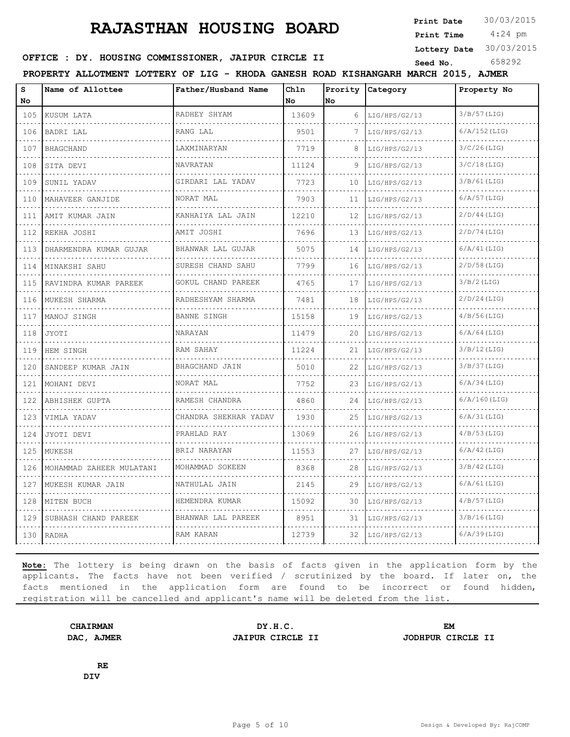# RAJASTHAN HOUSING BOARD

**Print Date** 30/03/2015
**Print Time** 4:24 pm
**Lottery Date** 30/03/2015
**Seed No.** 658292

**OFFICE : DY. HOUSING COMMISSIONER, JAIPUR CIRCLE II**

**PROPERTY ALLOTMENT LOTTERY OF LIG - KHODA GANESH ROAD KISHANGARH MARCH 2015, AJMER**

| S No | Name of Allottee | Father/Husband Name | Chln No | Prority No | Category | Property No |
|---|---|---|---|---|---|---|
| 105 | KUSUM LATA | RADHEY SHYAM | 13609 | 6 | LIG/HPS/G2/13 | 3/B/57(LIG) |
| 106 | BADRI LAL | RANG LAL | 9501 | 7 | LIG/HPS/G2/13 | 6/A/152(LIG) |
| 107 | BHAGCHAND | LAXMINARYAN | 7719 | 8 | LIG/HPS/G2/13 | 3/C/26(LIG) |
| 108 | SITA DEVI | NAVRATAN | 11124 | 9 | LIG/HPS/G2/13 | 3/C/18(LIG) |
| 109 | SUNIL YADAV | GIRDARI LAL YADAV | 7723 | 10 | LIG/HPS/G2/13 | 3/B/61(LIG) |
| 110 | MAHAVEER GANJIDE | NORAT MAL | 7903 | 11 | LIG/HPS/G2/13 | 6/A/57(LIG) |
| 111 | AMIT KUMAR JAIN | KANHAIYA LAL JAIN | 12210 | 12 | LIG/HPS/G2/13 | 2/D/44(LIG) |
| 112 | REKHA JOSHI | AMIT JOSHI | 7696 | 13 | LIG/HPS/G2/13 | 2/D/74(LIG) |
| 113 | DHARMENDRA KUMAR GUJAR | BHANWAR LAL GUJAR | 5075 | 14 | LIG/HPS/G2/13 | 6/A/41(LIG) |
| 114 | MINAKSHI SAHU | SURESH CHAND SAHU | 7799 | 16 | LIG/HPS/G2/13 | 2/D/58(LIG) |
| 115 | RAVINDRA KUMAR PAREEK | GOKUL CHAND PAREEK | 4765 | 17 | LIG/HPS/G2/13 | 3/B/2(LIG) |
| 116 | MUKESH SHARMA | RADHESHYAM SHARMA | 7481 | 18 | LIG/HPS/G2/13 | 2/D/24(LIG) |
| 117 | MANOJ SINGH | BANNE SINGH | 15158 | 19 | LIG/HPS/G2/13 | 4/B/56(LIG) |
| 118 | JYOTI | NARAYAN | 11479 | 20 | LIG/HPS/G2/13 | 6/A/64(LIG) |
| 119 | HEM SINGH | RAM SAHAY | 11224 | 21 | LIG/HPS/G2/13 | 3/B/12(LIG) |
| 120 | SANDEEP KUMAR JAIN | BHAGCHAND JAIN | 5010 | 22 | LIG/HPS/G2/13 | 3/B/37(LIG) |
| 121 | MOHANI DEVI | NORAT MAL | 7752 | 23 | LIG/HPS/G2/13 | 6/A/34(LIG) |
| 122 | ABHISHEK GUPTA | RAMESH CHANDRA | 4860 | 24 | LIG/HPS/G2/13 | 6/A/160(LIG) |
| 123 | VIMLA YADAV | CHANDRA SHEKHAR YADAV | 1930 | 25 | LIG/HPS/G2/13 | 6/A/31(LIG) |
| 124 | JYOTI DEVI | PRAHLAD RAY | 13069 | 26 | LIG/HPS/G2/13 | 4/B/53(LIG) |
| 125 | MUKESH | BRIJ NARAYAN | 11553 | 27 | LIG/HPS/G2/13 | 6/A/42(LIG) |
| 126 | MOHAMMAD ZAHEER MULATANI | MOHAMMAD SOKEEN | 8368 | 28 | LIG/HPS/G2/13 | 3/B/42(LIG) |
| 127 | MUKESH KUMAR JAIN | NATHULAL JAIN | 2145 | 29 | LIG/HPS/G2/13 | 6/A/61(LIG) |
| 128 | MITEN BUCH | HEMENDRA KUMAR | 15092 | 30 | LIG/HPS/G2/13 | 4/B/57(LIG) |
| 129 | SUBHASH CHAND PAREEK | BHANWAR LAL PAREEK | 8951 | 31 | LIG/HPS/G2/13 | 3/B/16(LIG) |
| 130 | RADHA | RAM KARAN | 12739 | 32 | LIG/HPS/G2/13 | 6/A/39(LIG) |

**Note:** The lottery is being drawn on the basis of facts given in the application form by the applicants. The facts have not been verified / scrutinized by the board. If later on, the facts mentioned in the application form are found to be incorrect or found hidden, registration will be cancelled and applicant's name will be deleted from the list.

**CHAIRMAN**
**DAC, AJMER**

**DY.H.C.**
**JAIPUR CIRCLE II**

**EM**
**JODHPUR CIRCLE II**

**RE**
**DIV**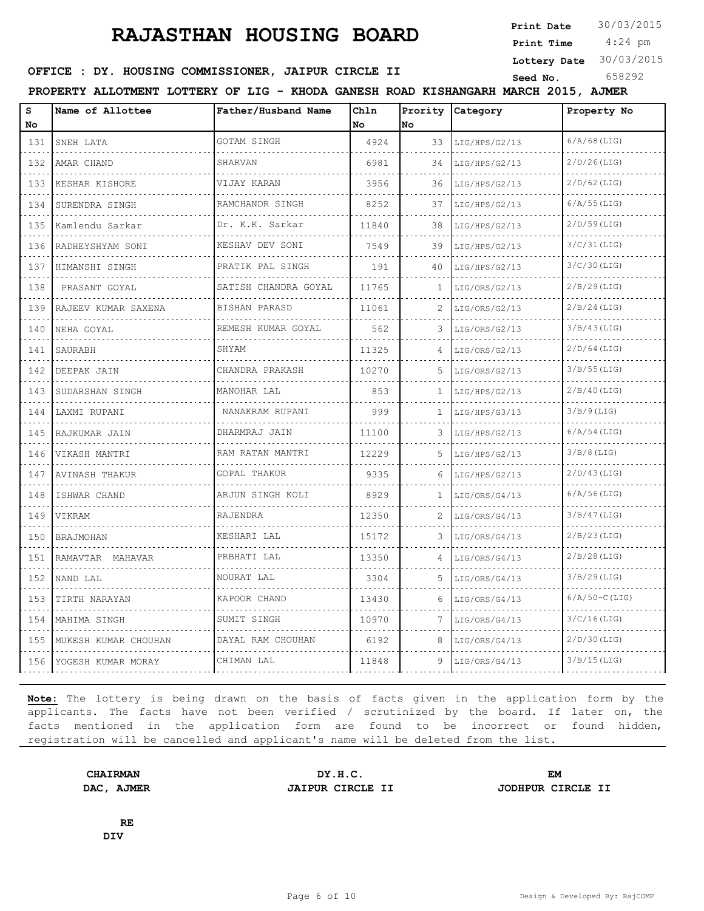# RAJASTHAN HOUSING BOARD

**Print Date** 30/03/2015
**Print Time** 4:24 pm
**Lottery Date** 30/03/2015
**Seed No.** 658292

**OFFICE : DY. HOUSING COMMISSIONER, JAIPUR CIRCLE II**

**PROPERTY ALLOTMENT LOTTERY OF LIG - KHODA GANESH ROAD KISHANGARH MARCH 2015, AJMER**

| S No | Name of Allottee | Father/Husband Name | Chln No | Prority No | Category | Property No |
|---|---|---|---|---|---|---|
| 131 | SNEH LATA | GOTAM SINGH | 4924 | 33 | LIG/HPS/G2/13 | 6/A/68(LIG) |
| 132 | AMAR CHAND | SHARVAN | 6981 | 34 | LIG/HPS/G2/13 | 2/D/26(LIG) |
| 133 | KESHAR KISHORE | VIJAY KARAN | 3956 | 36 | LIG/HPS/G2/13 | 2/D/62(LIG) |
| 134 | SURENDRA SINGH | RAMCHANDR SINGH | 8252 | 37 | LIG/HPS/G2/13 | 6/A/55(LIG) |
| 135 | Kamlendu Sarkar | Dr. K.K. Sarkar | 11840 | 38 | LIG/HPS/G2/13 | 2/D/59(LIG) |
| 136 | RADHEYSHYAM SONI | KESHAV DEV SONI | 7549 | 39 | LIG/HPS/G2/13 | 3/C/31(LIG) |
| 137 | HIMANSHI SINGH | PRATIK PAL SINGH | 191 | 40 | LIG/HPS/G2/13 | 3/C/30(LIG) |
| 138 | PRASANT GOYAL | SATISH CHANDRA GOYAL | 11765 | 1 | LIG/ORS/G2/13 | 2/B/29(LIG) |
| 139 | RAJEEV KUMAR SAXENA | BISHAN PARASD | 11061 | 2 | LIG/ORS/G2/13 | 2/B/24(LIG) |
| 140 | NEHA GOYAL | REMESH KUMAR GOYAL | 562 | 3 | LIG/ORS/G2/13 | 3/B/43(LIG) |
| 141 | SAURABH | SHYAM | 11325 | 4 | LIG/ORS/G2/13 | 2/D/64(LIG) |
| 142 | DEEPAK JAIN | CHANDRA PRAKASH | 10270 | 5 | LIG/ORS/G2/13 | 3/B/55(LIG) |
| 143 | SUDARSHAN SINGH | MANOHAR LAL | 853 | 1 | LIG/HPS/G2/13 | 2/B/40(LIG) |
| 144 | LAXMI RUPANI | NANAKRAM RUPANI | 999 | 1 | LIG/HPS/G3/13 | 3/B/9(LIG) |
| 145 | RAJKUMAR JAIN | DHARMRAJ JAIN | 11100 | 3 | LIG/HPS/G2/13 | 6/A/54(LIG) |
| 146 | VIKASH MANTRI | RAM RATAN MANTRI | 12229 | 5 | LIG/HPS/G2/13 | 3/B/8(LIG) |
| 147 | AVINASH THAKUR | GOPAL THAKUR | 9335 | 6 | LIG/HPS/G2/13 | 2/D/43(LIG) |
| 148 | ISHWAR CHAND | ARJUN SINGH KOLI | 8929 | 1 | LIG/ORS/G4/13 | 6/A/56(LIG) |
| 149 | VIKRAM | RAJENDRA | 12350 | 2 | LIG/ORS/G4/13 | 3/B/47(LIG) |
| 150 | BRAJMOHAN | KESHARI LAL | 15172 | 3 | LIG/ORS/G4/13 | 2/B/23(LIG) |
| 151 | RAMAVTAR MAHAVAR | PRBHATI LAL | 13350 | 4 | LIG/ORS/G4/13 | 2/B/28(LIG) |
| 152 | NAND LAL | NOURAT LAL | 3304 | 5 | LIG/ORS/G4/13 | 3/B/29(LIG) |
| 153 | TIRTH NARAYAN | KAPOOR CHAND | 13430 | 6 | LIG/ORS/G4/13 | 6/A/50-C(LIG) |
| 154 | MAHIMA SINGH | SUMIT SINGH | 10970 | 7 | LIG/ORS/G4/13 | 3/C/16(LIG) |
| 155 | MUKESH KUMAR CHOUHAN | DAYAL RAM CHOUHAN | 6192 | 8 | LIG/ORS/G4/13 | 2/D/30(LIG) |
| 156 | YOGESH KUMAR MORAY | CHIMAN LAL | 11848 | 9 | LIG/ORS/G4/13 | 3/B/15(LIG) |

**Note:** The lottery is being drawn on the basis of facts given in the application form by the applicants. The facts have not been verified / scrutinized by the board. If later on, the facts mentioned in the application form are found to be incorrect or found hidden, registration will be cancelled and applicant's name will be deleted from the list.

**CHAIRMAN**
**DAC, AJMER**

**DY.H.C.**
**JAIPUR CIRCLE II**

**EM**
**JODHPUR CIRCLE II**

**RE**
**DIV**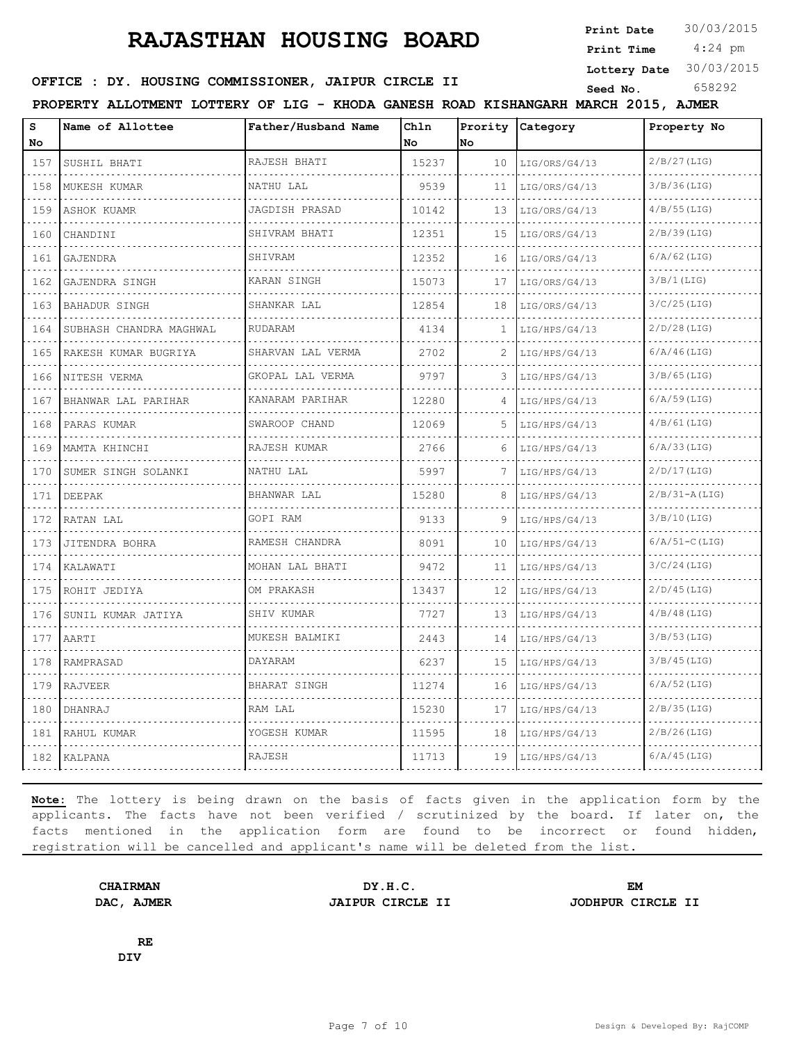# RAJASTHAN HOUSING BOARD

**Print Date** 30/03/2015
**Print Time** 4:24 pm
**Lottery Date** 30/03/2015
**Seed No.** 658292

**OFFICE : DY. HOUSING COMMISSIONER, JAIPUR CIRCLE II**

**PROPERTY ALLOTMENT LOTTERY OF LIG - KHODA GANESH ROAD KISHANGARH MARCH 2015, AJMER**

| S No | Name of Allottee | Father/Husband Name | Chln No | Prority No | Category | Property No |
|---|---|---|---|---|---|---|
| 157 | SUSHIL BHATI | RAJESH BHATI | 15237 | 10 | LIG/ORS/G4/13 | 2/B/27(LIG) |
| 158 | MUKESH KUMAR | NATHU LAL | 9539 | 11 | LIG/ORS/G4/13 | 3/B/36(LIG) |
| 159 | ASHOK KUAMR | JAGDISH PRASAD | 10142 | 13 | LIG/ORS/G4/13 | 4/B/55(LIG) |
| 160 | CHANDINI | SHIVRAM BHATI | 12351 | 15 | LIG/ORS/G4/13 | 2/B/39(LIG) |
| 161 | GAJENDRA | SHIVRAM | 12352 | 16 | LIG/ORS/G4/13 | 6/A/62(LIG) |
| 162 | GAJENDRA SINGH | KARAN SINGH | 15073 | 17 | LIG/ORS/G4/13 | 3/B/1(LIG) |
| 163 | BAHADUR SINGH | SHANKAR LAL | 12854 | 18 | LIG/ORS/G4/13 | 3/C/25(LIG) |
| 164 | SUBHASH CHANDRA MAGHWAL | RUDARAM | 4134 | 1 | LIG/HPS/G4/13 | 2/D/28(LIG) |
| 165 | RAKESH KUMAR BUGRIYA | SHARVAN LAL VERMA | 2702 | 2 | LIG/HPS/G4/13 | 6/A/46(LIG) |
| 166 | NITESH VERMA | GKOPAL LAL VERMA | 9797 | 3 | LIG/HPS/G4/13 | 3/B/65(LIG) |
| 167 | BHANWAR LAL PARIHAR | KANARAM PARIHAR | 12280 | 4 | LIG/HPS/G4/13 | 6/A/59(LIG) |
| 168 | PARAS KUMAR | SWAROOP CHAND | 12069 | 5 | LIG/HPS/G4/13 | 4/B/61(LIG) |
| 169 | MAMTA KHINCHI | RAJESH KUMAR | 2766 | 6 | LIG/HPS/G4/13 | 6/A/33(LIG) |
| 170 | SUMER SINGH SOLANKI | NATHU LAL | 5997 | 7 | LIG/HPS/G4/13 | 2/D/17(LIG) |
| 171 | DEEPAK | BHANWAR LAL | 15280 | 8 | LIG/HPS/G4/13 | 2/B/31-A(LIG) |
| 172 | RATAN LAL | GOPI RAM | 9133 | 9 | LIG/HPS/G4/13 | 3/B/10(LIG) |
| 173 | JITENDRA BOHRA | RAMESH CHANDRA | 8091 | 10 | LIG/HPS/G4/13 | 6/A/51-C(LIG) |
| 174 | KALAWATI | MOHAN LAL BHATI | 9472 | 11 | LIG/HPS/G4/13 | 3/C/24(LIG) |
| 175 | ROHIT JEDIYA | OM PRAKASH | 13437 | 12 | LIG/HPS/G4/13 | 2/D/45(LIG) |
| 176 | SUNIL KUMAR JATIYA | SHIV KUMAR | 7727 | 13 | LIG/HPS/G4/13 | 4/B/48(LIG) |
| 177 | AARTI | MUKESH BALMIKI | 2443 | 14 | LIG/HPS/G4/13 | 3/B/53(LIG) |
| 178 | RAMPRASAD | DAYARAM | 6237 | 15 | LIG/HPS/G4/13 | 3/B/45(LIG) |
| 179 | RAJVEER | BHARAT SINGH | 11274 | 16 | LIG/HPS/G4/13 | 6/A/52(LIG) |
| 180 | DHANRAJ | RAM LAL | 15230 | 17 | LIG/HPS/G4/13 | 2/B/35(LIG) |
| 181 | RAHUL KUMAR | YOGESH KUMAR | 11595 | 18 | LIG/HPS/G4/13 | 2/B/26(LIG) |
| 182 | KALPANA | RAJESH | 11713 | 19 | LIG/HPS/G4/13 | 6/A/45(LIG) |

**Note:** The lottery is being drawn on the basis of facts given in the application form by the applicants. The facts have not been verified / scrutinized by the board. If later on, the facts mentioned in the application form are found to be incorrect or found hidden, registration will be cancelled and applicant's name will be deleted from the list.

| **CHAIRMAN** | **DY.H.C.** | **EM** |
|---|---|---|
| **DAC, AJMER** | **JAIPUR CIRCLE II** | **JODHPUR CIRCLE II** |

**RE**
**DIV**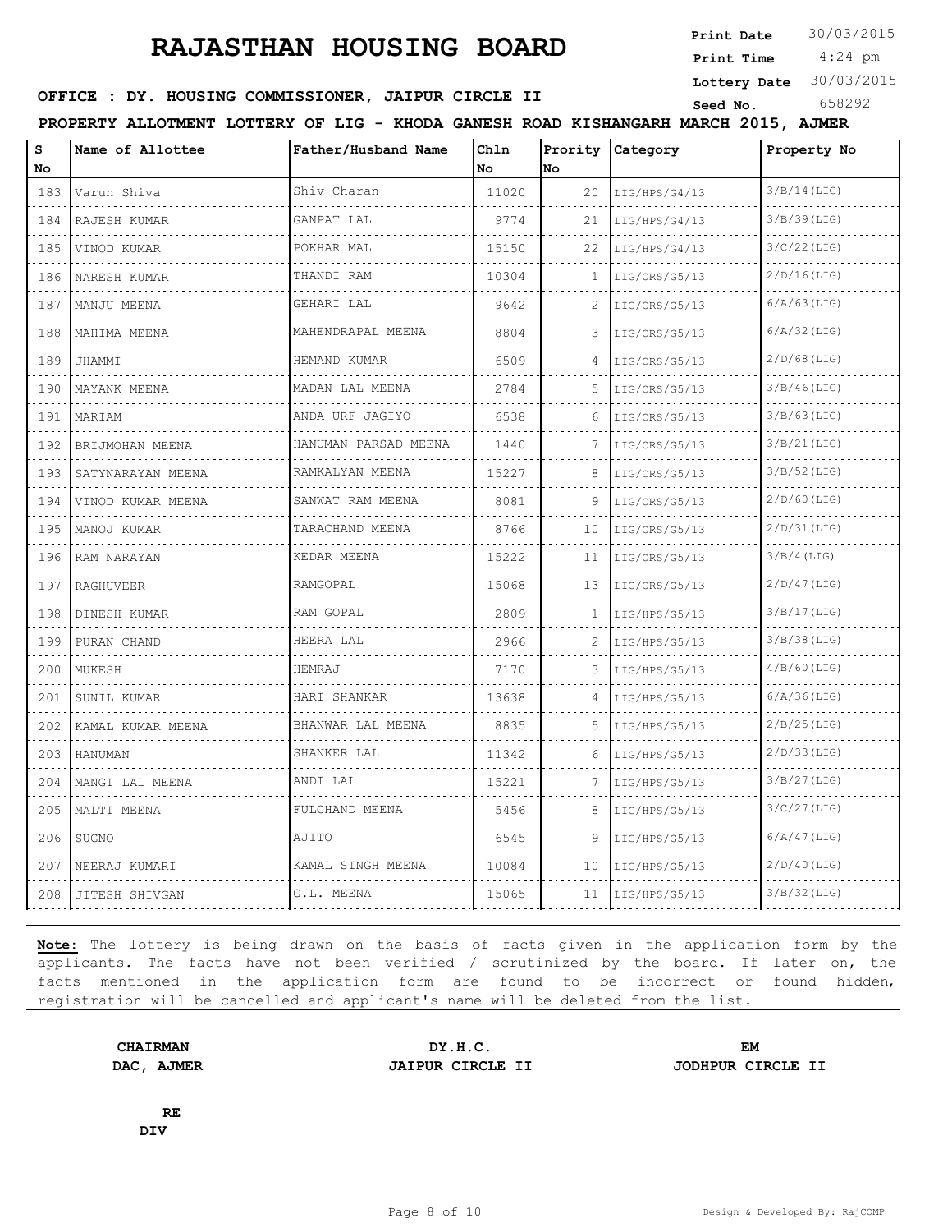# RAJASTHAN HOUSING BOARD

**Print Date** 30/03/2015
**Print Time** 4:24 pm
**Lottery Date** 30/03/2015
**Seed No.** 658292

**OFFICE : DY. HOUSING COMMISSIONER, JAIPUR CIRCLE II**

**PROPERTY ALLOTMENT LOTTERY OF LIG - KHODA GANESH ROAD KISHANGARH MARCH 2015, AJMER**

| S No | Name of Allottee | Father/Husband Name | Chln No | Prority No | Category | Property No |
|---|---|---|---|---|---|---|
| 183 | Varun Shiva | Shiv Charan | 11020 | 20 | LIG/HPS/G4/13 | 3/B/14(LIG) |
| 184 | RAJESH KUMAR | GANPAT LAL | 9774 | 21 | LIG/HPS/G4/13 | 3/B/39(LIG) |
| 185 | VINOD KUMAR | POKHAR MAL | 15150 | 22 | LIG/HPS/G4/13 | 3/C/22(LIG) |
| 186 | NARESH KUMAR | THANDI RAM | 10304 | 1 | LIG/ORS/G5/13 | 2/D/16(LIG) |
| 187 | MANJU MEENA | GEHARI LAL | 9642 | 2 | LIG/ORS/G5/13 | 6/A/63(LIG) |
| 188 | MAHIMA MEENA | MAHENDRAPAL MEENA | 8804 | 3 | LIG/ORS/G5/13 | 6/A/32(LIG) |
| 189 | JHAMMI | HEMAND KUMAR | 6509 | 4 | LIG/ORS/G5/13 | 2/D/68(LIG) |
| 190 | MAYANK MEENA | MADAN LAL MEENA | 2784 | 5 | LIG/ORS/G5/13 | 3/B/46(LIG) |
| 191 | MARIAM | ANDA URF JAGIYO | 6538 | 6 | LIG/ORS/G5/13 | 3/B/63(LIG) |
| 192 | BRIJMOHAN MEENA | HANUMAN PARSAD MEENA | 1440 | 7 | LIG/ORS/G5/13 | 3/B/21(LIG) |
| 193 | SATYNARAYAN MEENA | RAMKALYAN MEENA | 15227 | 8 | LIG/ORS/G5/13 | 3/B/52(LIG) |
| 194 | VINOD KUMAR MEENA | SANWAT RAM MEENA | 8081 | 9 | LIG/ORS/G5/13 | 2/D/60(LIG) |
| 195 | MANOJ KUMAR | TARACHAND MEENA | 8766 | 10 | LIG/ORS/G5/13 | 2/D/31(LIG) |
| 196 | RAM NARAYAN | KEDAR MEENA | 15222 | 11 | LIG/ORS/G5/13 | 3/B/4(LIG) |
| 197 | RAGHUVEER | RAMGOPAL | 15068 | 13 | LIG/ORS/G5/13 | 2/D/47(LIG) |
| 198 | DINESH KUMAR | RAM GOPAL | 2809 | 1 | LIG/HPS/G5/13 | 3/B/17(LIG) |
| 199 | PURAN CHAND | HEERA LAL | 2966 | 2 | LIG/HPS/G5/13 | 3/B/38(LIG) |
| 200 | MUKESH | HEMRAJ | 7170 | 3 | LIG/HPS/G5/13 | 4/B/60(LIG) |
| 201 | SUNIL KUMAR | HARI SHANKAR | 13638 | 4 | LIG/HPS/G5/13 | 6/A/36(LIG) |
| 202 | KAMAL KUMAR MEENA | BHANWAR LAL MEENA | 8835 | 5 | LIG/HPS/G5/13 | 2/B/25(LIG) |
| 203 | HANUMAN | SHANKER LAL | 11342 | 6 | LIG/HPS/G5/13 | 2/D/33(LIG) |
| 204 | MANGI LAL MEENA | ANDI LAL | 15221 | 7 | LIG/HPS/G5/13 | 3/B/27(LIG) |
| 205 | MALTI MEENA | FULCHAND MEENA | 5456 | 8 | LIG/HPS/G5/13 | 3/C/27(LIG) |
| 206 | SUGNO | AJITO | 6545 | 9 | LIG/HPS/G5/13 | 6/A/47(LIG) |
| 207 | NEERAJ KUMARI | KAMAL SINGH MEENA | 10084 | 10 | LIG/HPS/G5/13 | 2/D/40(LIG) |
| 208 | JITESH SHIVGAN | G.L. MEENA | 15065 | 11 | LIG/HPS/G5/13 | 3/B/32(LIG) |

**Note:** The lottery is being drawn on the basis of facts given in the application form by the applicants. The facts have not been verified / scrutinized by the board. If later on, the facts mentioned in the application form are found to be incorrect or found hidden, registration will be cancelled and applicant's name will be deleted from the list.

| **CHAIRMAN** | **DY.H.C.** | **EM** |
|---|---|---|
| **DAC, AJMER** | **JAIPUR CIRCLE II** | **JODHPUR CIRCLE II** |

**RE**
**DIV**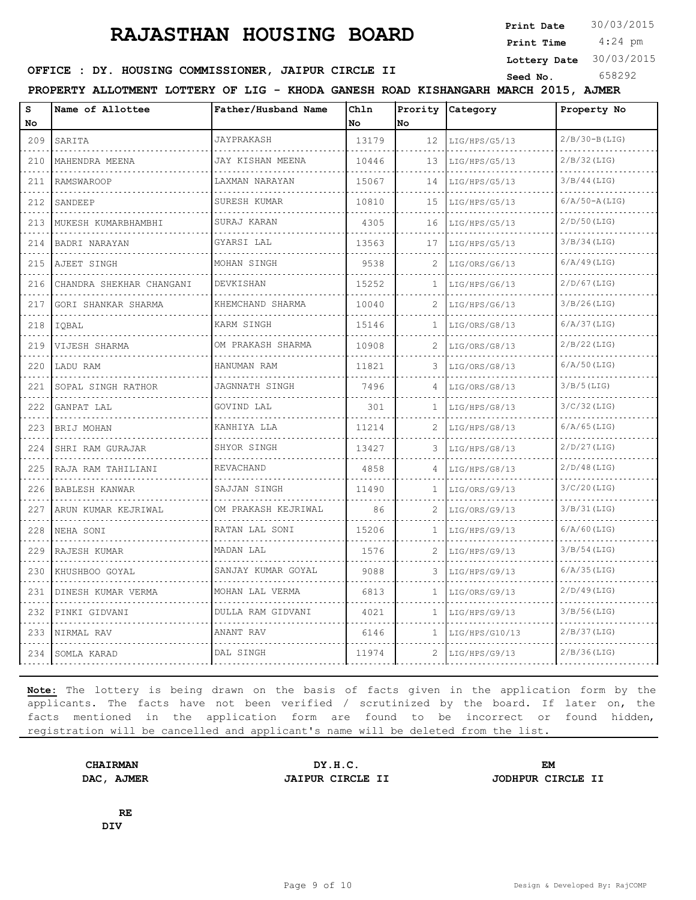# RAJASTHAN HOUSING BOARD

**Print Date** 30/03/2015
**Print Time** 4:24 pm
**Lottery Date** 30/03/2015
**Seed No.** 658292

**OFFICE : DY. HOUSING COMMISSIONER, JAIPUR CIRCLE II**

**PROPERTY ALLOTMENT LOTTERY OF LIG - KHODA GANESH ROAD KISHANGARH MARCH 2015, AJMER**

| S No | Name of Allottee | Father/Husband Name | Chln No | Prority No | Category | Property No |
|---|---|---|---|---|---|---|
| 209 | SARITA | JAYPRAKASH | 13179 | 12 | LIG/HPS/G5/13 | 2/B/30-B(LIG) |
| 210 | MAHENDRA MEENA | JAY KISHAN MEENA | 10446 | 13 | LIG/HPS/G5/13 | 2/B/32(LIG) |
| 211 | RAMSWAROOP | LAXMAN NARAYAN | 15067 | 14 | LIG/HPS/G5/13 | 3/B/44(LIG) |
| 212 | SANDEEP | SURESH KUMAR | 10810 | 15 | LIG/HPS/G5/13 | 6/A/50-A(LIG) |
| 213 | MUKESH KUMARBHAMBHI | SURAJ KARAN | 4305 | 16 | LIG/HPS/G5/13 | 2/D/50(LIG) |
| 214 | BADRI NARAYAN | GYARSI LAL | 13563 | 17 | LIG/HPS/G5/13 | 3/B/34(LIG) |
| 215 | AJEET SINGH | MOHAN SINGH | 9538 | 2 | LIG/ORS/G6/13 | 6/A/49(LIG) |
| 216 | CHANDRA SHEKHAR CHANGANI | DEVKISHAN | 15252 | 1 | LIG/HPS/G6/13 | 2/D/67(LIG) |
| 217 | GORI SHANKAR SHARMA | KHEMCHAND SHARMA | 10040 | 2 | LIG/HPS/G6/13 | 3/B/26(LIG) |
| 218 | IQBAL | KARM SINGH | 15146 | 1 | LIG/ORS/G8/13 | 6/A/37(LIG) |
| 219 | VIJESH SHARMA | OM PRAKASH SHARMA | 10908 | 2 | LIG/ORS/G8/13 | 2/B/22(LIG) |
| 220 | LADU RAM | HANUMAN RAM | 11821 | 3 | LIG/ORS/G8/13 | 6/A/50(LIG) |
| 221 | SOPAL SINGH RATHOR | JAGNNATH SINGH | 7496 | 4 | LIG/ORS/G8/13 | 3/B/5(LIG) |
| 222 | GANPAT LAL | GOVIND LAL | 301 | 1 | LIG/HPS/G8/13 | 3/C/32(LIG) |
| 223 | BRIJ MOHAN | KANHIYA LLA | 11214 | 2 | LIG/HPS/G8/13 | 6/A/65(LIG) |
| 224 | SHRI RAM GURAJAR | SHYOR SINGH | 13427 | 3 | LIG/HPS/G8/13 | 2/D/27(LIG) |
| 225 | RAJA RAM TAHILIANI | REVACHAND | 4858 | 4 | LIG/HPS/G8/13 | 2/D/48(LIG) |
| 226 | BABLESH KANWAR | SAJJAN SINGH | 11490 | 1 | LIG/ORS/G9/13 | 3/C/20(LIG) |
| 227 | ARUN KUMAR KEJRIWAL | OM PRAKASH KEJRIWAL | 86 | 2 | LIG/ORS/G9/13 | 3/B/31(LIG) |
| 228 | NEHA SONI | RATAN LAL SONI | 15206 | 1 | LIG/HPS/G9/13 | 6/A/60(LIG) |
| 229 | RAJESH KUMAR | MADAN LAL | 1576 | 2 | LIG/HPS/G9/13 | 3/B/54(LIG) |
| 230 | KHUSHBOO GOYAL | SANJAY KUMAR GOYAL | 9088 | 3 | LIG/HPS/G9/13 | 6/A/35(LIG) |
| 231 | DINESH KUMAR VERMA | MOHAN LAL VERMA | 6813 | 1 | LIG/ORS/G9/13 | 2/D/49(LIG) |
| 232 | PINKI GIDVANI | DULLA RAM GIDVANI | 4021 | 1 | LIG/HPS/G9/13 | 3/B/56(LIG) |
| 233 | NIRMAL RAV | ANANT RAV | 6146 | 1 | LIG/HPS/G10/13 | 2/B/37(LIG) |
| 234 | SOMLA KARAD | DAL SINGH | 11974 | 2 | LIG/HPS/G9/13 | 2/B/36(LIG) |

**Note:** The lottery is being drawn on the basis of facts given in the application form by the applicants. The facts have not been verified / scrutinized by the board. If later on, the facts mentioned in the application form are found to be incorrect or found hidden, registration will be cancelled and applicant's name will be deleted from the list.

**CHAIRMAN**
**DAC, AJMER**

**DY.H.C.**
**JAIPUR CIRCLE II**

**EM**
**JODHPUR CIRCLE II**

**RE**
**DIV**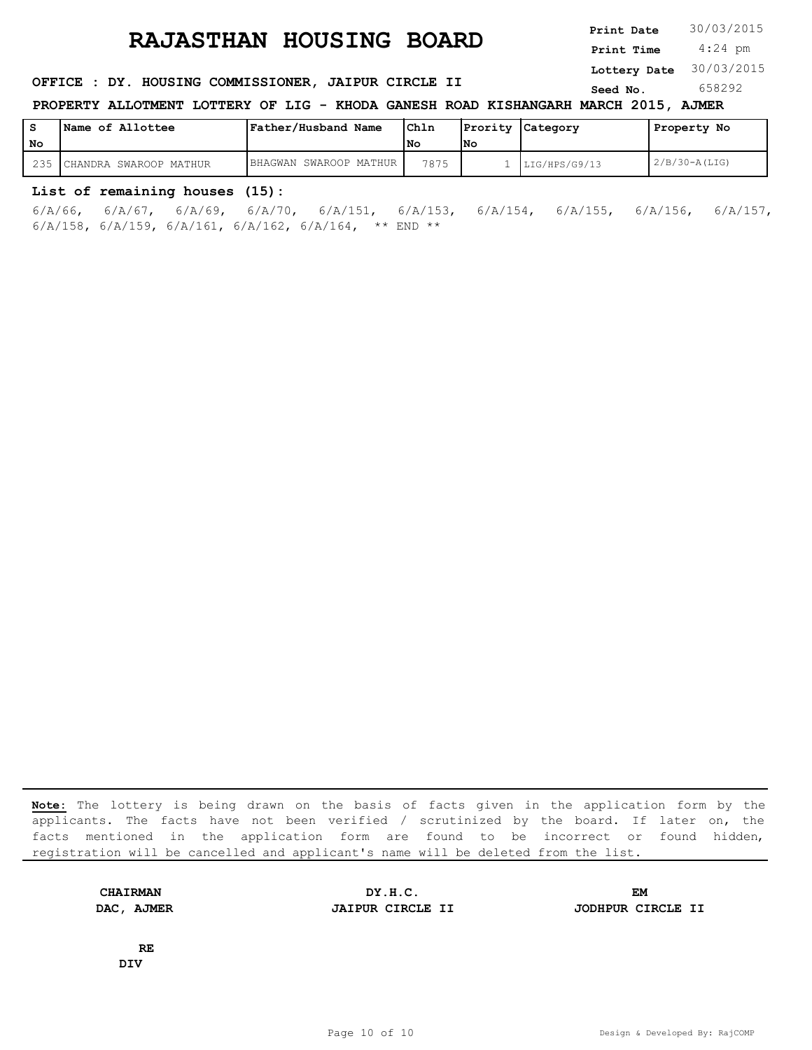# RAJASTHAN HOUSING BOARD

**Print Date** 30/03/2015
**Print Time** 4:24 pm
**Lottery Date** 30/03/2015
**Seed No.** 658292

**OFFICE : DY. HOUSING COMMISSIONER, JAIPUR CIRCLE II**

**PROPERTY ALLOTMENT LOTTERY OF LIG - KHODA GANESH ROAD KISHANGARH MARCH 2015, AJMER**

| S No | Name of Allottee | Father/Husband Name | Chln No | Prority No | Category | Property No |
|---|---|---|---|---|---|---|
| 235 | CHANDRA SWAROOP MATHUR | BHAGWAN SWAROOP MATHUR | 7875 | 1 | LIG/HPS/G9/13 | 2/B/30-A(LIG) |

**List of remaining houses (15):**

6/A/66, 6/A/67, 6/A/69, 6/A/70, 6/A/151, 6/A/153, 6/A/154, 6/A/155, 6/A/156, 6/A/157, 6/A/158, 6/A/159, 6/A/161, 6/A/162, 6/A/164, ** END **

**Note:** The lottery is being drawn on the basis of facts given in the application form by the applicants. The facts have not been verified / scrutinized by the board. If later on, the facts mentioned in the application form are found to be incorrect or found hidden, registration will be cancelled and applicant's name will be deleted from the list.

**CHAIRMAN**
**DAC, AJMER**

**DY.H.C.**
**JAIPUR CIRCLE II**

**EM**
**JODHPUR CIRCLE II**

**RE**
**DIV**

Design & Developed By: RajCOMP